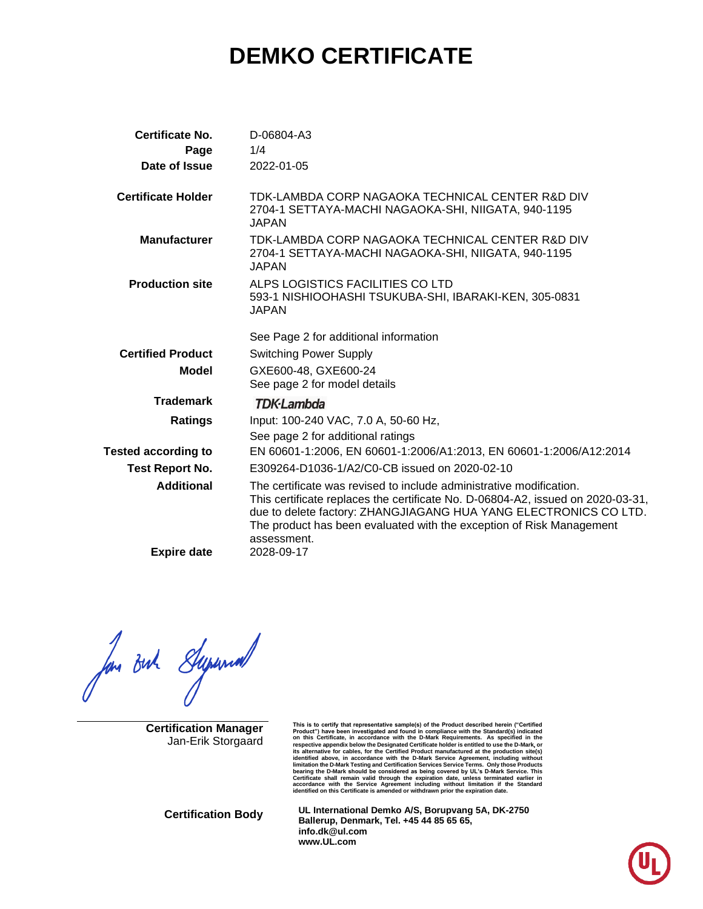# DEMKO CERTIFICATE

| | |
|---|---|
| **Certificate No.** | D-06804-A3 |
| **Page** | 1/4 |
| **Date of Issue** | 2022-01-05 |
| **Certificate Holder** | TDK-LAMBDA CORP NAGAOKA TECHNICAL CENTER R&D DIV 2704-1 SETTAYA-MACHI NAGAOKA-SHI, NIIGATA, 940-1195 JAPAN |
| **Manufacturer** | TDK-LAMBDA CORP NAGAOKA TECHNICAL CENTER R&D DIV 2704-1 SETTAYA-MACHI NAGAOKA-SHI, NIIGATA, 940-1195 JAPAN |
| **Production site** | ALPS LOGISTICS FACILITIES CO LTD 593-1 NISHIOOHASHI TSUKUBA-SHI, IBARAKI-KEN, 305-0831 JAPAN |
| | See Page 2 for additional information |
| **Certified Product** | Switching Power Supply |
| **Model** | GXE600-48, GXE600-24<br>See page 2 for model details |
| **Trademark** | TDK-Lambda |
| **Ratings** | Input: 100-240 VAC, 7.0 A, 50-60 Hz,<br>See page 2 for additional ratings |
| **Tested according to** | EN 60601-1:2006, EN 60601-1:2006/A1:2013, EN 60601-1:2006/A12:2014 |
| **Test Report No.** | E309264-D1036-1/A2/C0-CB issued on 2020-02-10 |
| **Additional** | The certificate was revised to include administrative modification. This certificate replaces the certificate No. D-06804-A2, issued on 2020-03-31, due to delete factory: ZHANGJIAGANG HUA YANG ELECTRONICS CO LTD. The product has been evaluated with the exception of Risk Management assessment. |
| **Expire date** | 2028-09-17 |

**Certification Manager**
Jan-Erik Storgaard

**This is to certify that representative sample(s) of the Product described herein ("Certified Product") have been investigated and found in compliance with the Standard(s) indicated on this Certificate, in accordance with the D-Mark Requirements. As specified in the respective appendix below the Designated Certificate holder is entitled to use the D-Mark, or its alternative for cables, for the Certified Product manufactured at the production site(s) identified above, in accordance with the D-Mark Service Agreement, including without limitation the D-Mark Testing and Certification Services Service Terms. Only those Products bearing the D-Mark should be considered as being covered by UL's D-Mark Service. This Certificate shall remain valid through the expiration date, unless terminated earlier in accordance with the Service Agreement including without limitation if the Standard identified on this Certificate is amended or withdrawn prior the expiration date.**

**Certification Body**

**UL International Demko A/S, Borupvang 5A, DK-2750 Ballerup, Denmark, Tel. +45 44 85 65 65, info.dk@ul.com www.UL.com**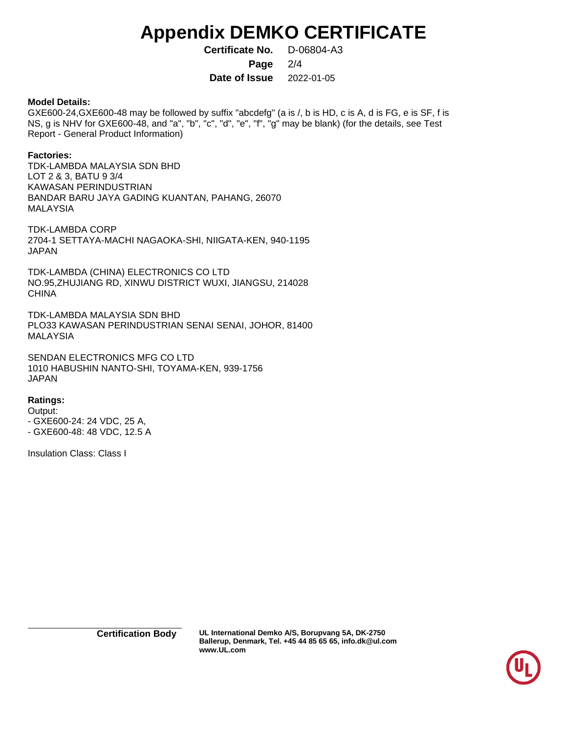# Appendix DEMKO CERTIFICATE

**Certificate No.** D-06804-A3

**Page** 2/4

**Date of Issue** 2022-01-05

**Model Details:**

GXE600-24,GXE600-48 may be followed by suffix "abcdefg" (a is /, b is HD, c is A, d is FG, e is SF, f is NS, g is NHV for GXE600-48, and "a", "b", "c", "d", "e", "f", "g" may be blank) (for the details, see Test Report - General Product Information)

**Factories:**

TDK-LAMBDA MALAYSIA SDN BHD
LOT 2 & 3, BATU 9 3/4
KAWASAN PERINDUSTRIAN
BANDAR BARU JAYA GADING KUANTAN, PAHANG, 26070
MALAYSIA

TDK-LAMBDA CORP
2704-1 SETTAYA-MACHI NAGAOKA-SHI, NIIGATA-KEN, 940-1195
JAPAN

TDK-LAMBDA (CHINA) ELECTRONICS CO LTD
NO.95,ZHUJIANG RD, XINWU DISTRICT WUXI, JIANGSU, 214028
CHINA

TDK-LAMBDA MALAYSIA SDN BHD
PLO33 KAWASAN PERINDUSTRIAN SENAI SENAI, JOHOR, 81400
MALAYSIA

SENDAN ELECTRONICS MFG CO LTD
1010 HABUSHIN NANTO-SHI, TOYAMA-KEN, 939-1756
JAPAN

**Ratings:**

Output:
- GXE600-24: 24 VDC, 25 A,
- GXE600-48: 48 VDC, 12.5 A

Insulation Class: Class I

**Certification Body** UL International Demko A/S, Borupvang 5A, DK-2750 Ballerup, Denmark, Tel. +45 44 85 65 65, info.dk@ul.com www.UL.com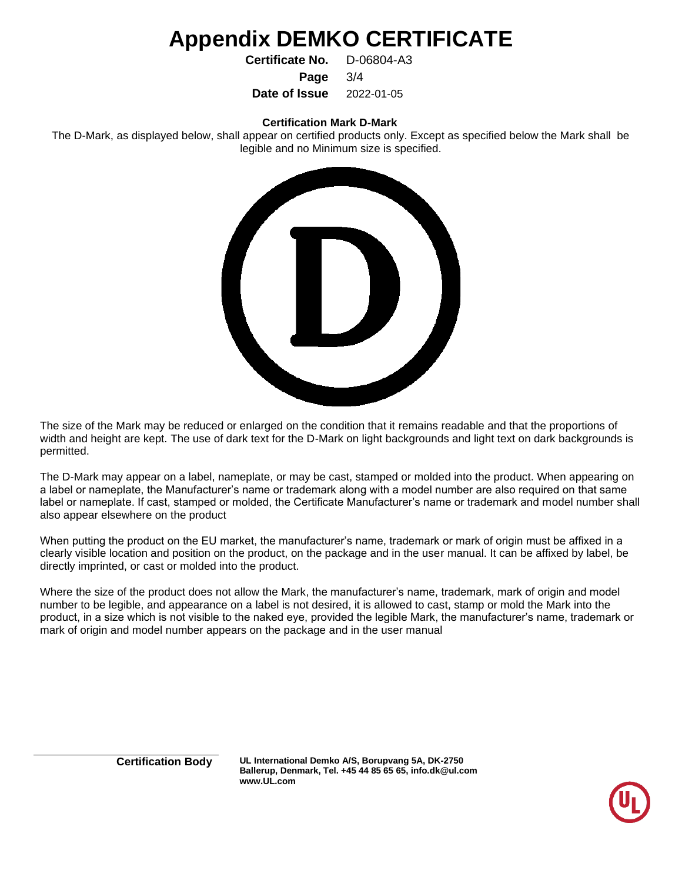# Appendix DEMKO CERTIFICATE

**Certificate No.** D-06804-A3

**Page** 3/4

**Date of Issue** 2022-01-05

**Certification Mark D-Mark**

The D-Mark, as displayed below, shall appear on certified products only. Except as specified below the Mark shall be legible and no Minimum size is specified.

The size of the Mark may be reduced or enlarged on the condition that it remains readable and that the proportions of width and height are kept. The use of dark text for the D-Mark on light backgrounds and light text on dark backgrounds is permitted.

The D-Mark may appear on a label, nameplate, or may be cast, stamped or molded into the product. When appearing on a label or nameplate, the Manufacturer's name or trademark along with a model number are also required on that same label or nameplate. If cast, stamped or molded, the Certificate Manufacturer's name or trademark and model number shall also appear elsewhere on the product

When putting the product on the EU market, the manufacturer's name, trademark or mark of origin must be affixed in a clearly visible location and position on the product, on the package and in the user manual. It can be affixed by label, be directly imprinted, or cast or molded into the product.

Where the size of the product does not allow the Mark, the manufacturer's name, trademark, mark of origin and model number to be legible, and appearance on a label is not desired, it is allowed to cast, stamp or mold the Mark into the product, in a size which is not visible to the naked eye, provided the legible Mark, the manufacturer's name, trademark or mark of origin and model number appears on the package and in the user manual

**Certification Body** **UL International Demko A/S, Borupvang 5A, DK-2750 Ballerup, Denmark, Tel. +45 44 85 65 65, info.dk@ul.com www.UL.com**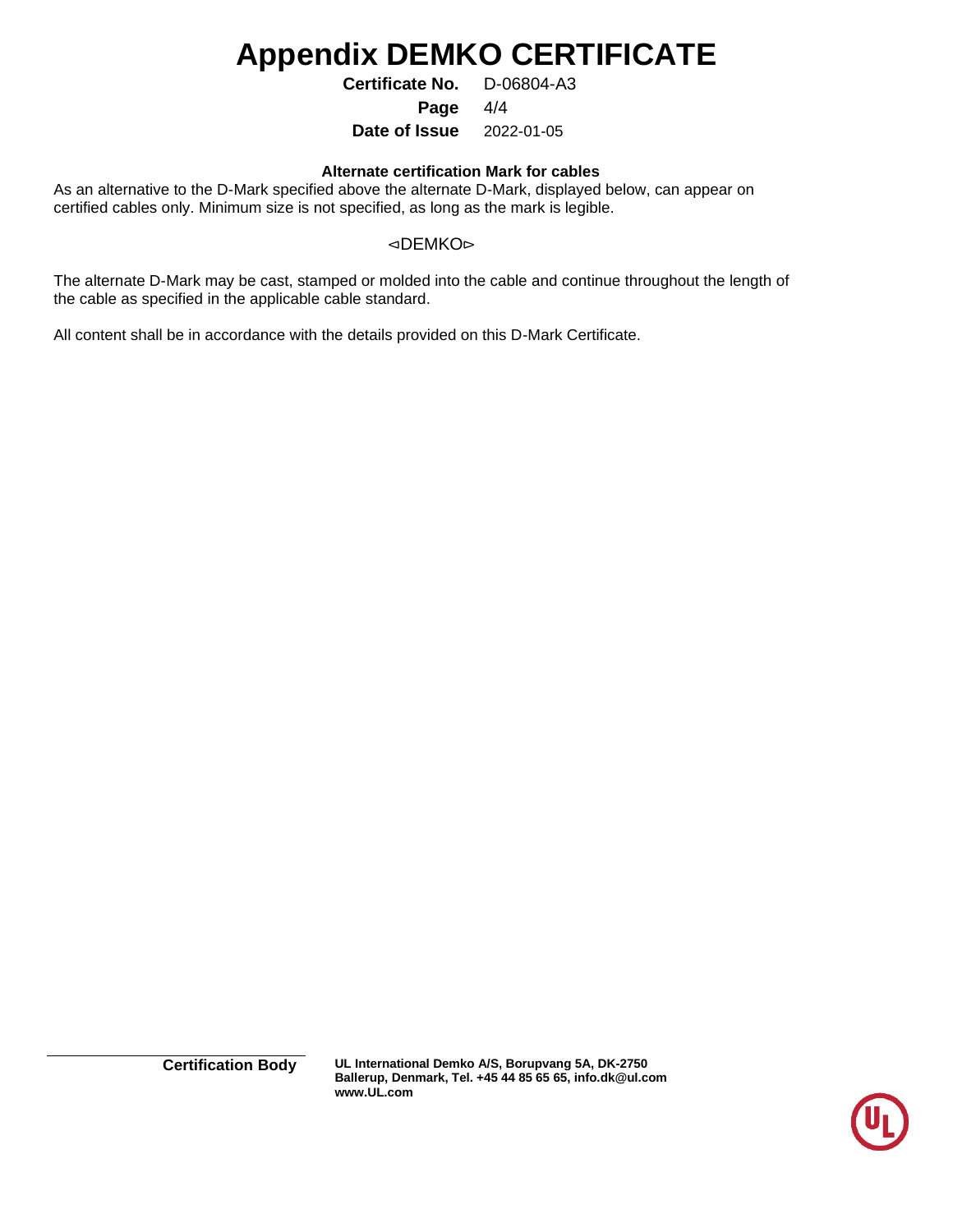# Appendix DEMKO CERTIFICATE

**Certificate No.** D-06804-A3

**Date of Issue** 2022-01-05

**Alternate certification Mark for cables**

As an alternative to the D-Mark specified above the alternate D-Mark, displayed below, can appear on certified cables only. Minimum size is not specified, as long as the mark is legible.

⊲DEMKO⊳

The alternate D-Mark may be cast, stamped or molded into the cable and continue throughout the length of the cable as specified in the applicable cable standard.

All content shall be in accordance with the details provided on this D-Mark Certificate.

**Certification Body** **UL International Demko A/S, Borupvang 5A, DK-2750 Ballerup, Denmark, Tel. +45 44 85 65 65, info.dk@ul.com www.UL.com**